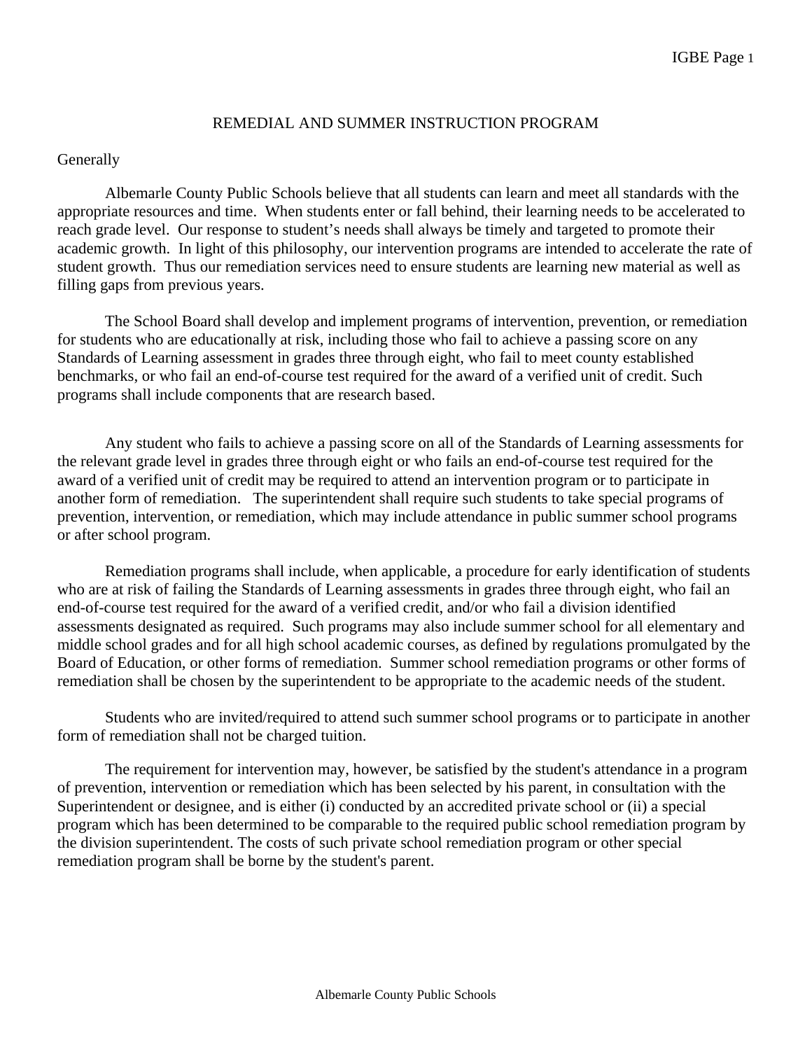# REMEDIAL AND SUMMER INSTRUCTION PROGRAM

## Generally

Albemarle County Public Schools believe that all students can learn and meet all standards with the appropriate resources and time. When students enter or fall behind, their learning needs to be accelerated to reach grade level. Our response to student's needs shall always be timely and targeted to promote their academic growth. In light of this philosophy, our intervention programs are intended to accelerate the rate of student growth. Thus our remediation services need to ensure students are learning new material as well as filling gaps from previous years.

The School Board shall develop and implement programs of intervention, prevention, or remediation for students who are educationally at risk, including those who fail to achieve a passing score on any Standards of Learning assessment in grades three through eight, who fail to meet county established benchmarks, or who fail an end-of-course test required for the award of a verified unit of credit. Such programs shall include components that are research based.

Any student who fails to achieve a passing score on all of the Standards of Learning assessments for the relevant grade level in grades three through eight or who fails an end-of-course test required for the award of a verified unit of credit may be required to attend an intervention program or to participate in another form of remediation. The superintendent shall require such students to take special programs of prevention, intervention, or remediation, which may include attendance in public summer school programs or after school program.

Remediation programs shall include, when applicable, a procedure for early identification of students who are at risk of failing the Standards of Learning assessments in grades three through eight, who fail an end-of-course test required for the award of a verified credit, and/or who fail a division identified assessments designated as required. Such programs may also include summer school for all elementary and middle school grades and for all high school academic courses, as defined by regulations promulgated by the Board of Education, or other forms of remediation. Summer school remediation programs or other forms of remediation shall be chosen by the superintendent to be appropriate to the academic needs of the student.

Students who are invited/required to attend such summer school programs or to participate in another form of remediation shall not be charged tuition.

The requirement for intervention may, however, be satisfied by the student's attendance in a program of prevention, intervention or remediation which has been selected by his parent, in consultation with the Superintendent or designee, and is either (i) conducted by an accredited private school or (ii) a special program which has been determined to be comparable to the required public school remediation program by the division superintendent. The costs of such private school remediation program or other special remediation program shall be borne by the student's parent.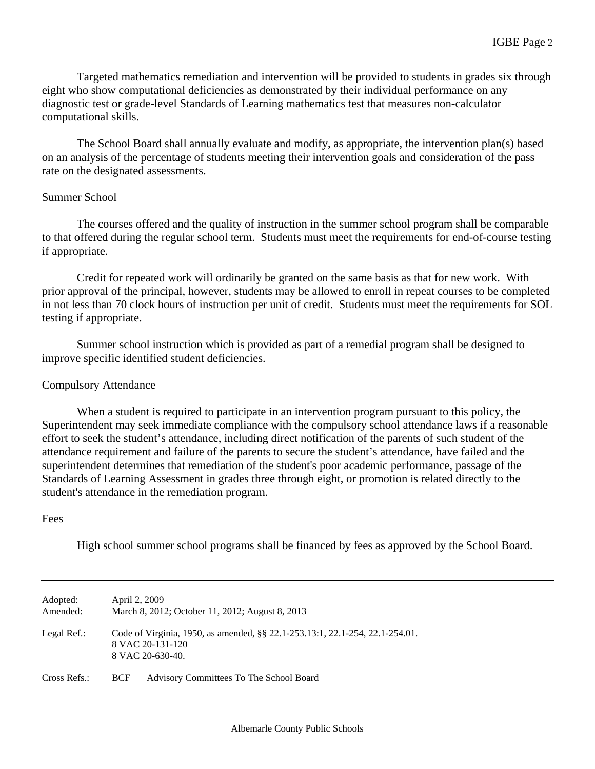Targeted mathematics remediation and intervention will be provided to students in grades six through eight who show computational deficiencies as demonstrated by their individual performance on any diagnostic test or grade-level Standards of Learning mathematics test that measures non-calculator computational skills.

The School Board shall annually evaluate and modify, as appropriate, the intervention plan(s) based on an analysis of the percentage of students meeting their intervention goals and consideration of the pass rate on the designated assessments.

## Summer School

The courses offered and the quality of instruction in the summer school program shall be comparable to that offered during the regular school term. Students must meet the requirements for end-of-course testing if appropriate.

Credit for repeated work will ordinarily be granted on the same basis as that for new work. With prior approval of the principal, however, students may be allowed to enroll in repeat courses to be completed in not less than 70 clock hours of instruction per unit of credit. Students must meet the requirements for SOL testing if appropriate.

Summer school instruction which is provided as part of a remedial program shall be designed to improve specific identified student deficiencies.

## Compulsory Attendance

When a student is required to participate in an intervention program pursuant to this policy, the Superintendent may seek immediate compliance with the compulsory school attendance laws if a reasonable effort to seek the student's attendance, including direct notification of the parents of such student of the attendance requirement and failure of the parents to secure the student's attendance, have failed and the superintendent determines that remediation of the student's poor academic performance, passage of the Standards of Learning Assessment in grades three through eight, or promotion is related directly to the student's attendance in the remediation program.

## Fees

High school summer school programs shall be financed by fees as approved by the School Board.

---

Adopted: April 2, 2009
Amended: March 8, 2012; October 11, 2012; August 8, 2013

Legal Ref.: Code of Virginia, 1950, as amended, §§ 22.1-253.13:1, 22.1-254, 22.1-254.01.
8 VAC 20-131-120
8 VAC 20-630-40.

Cross Refs.: BCF Advisory Committees To The School Board